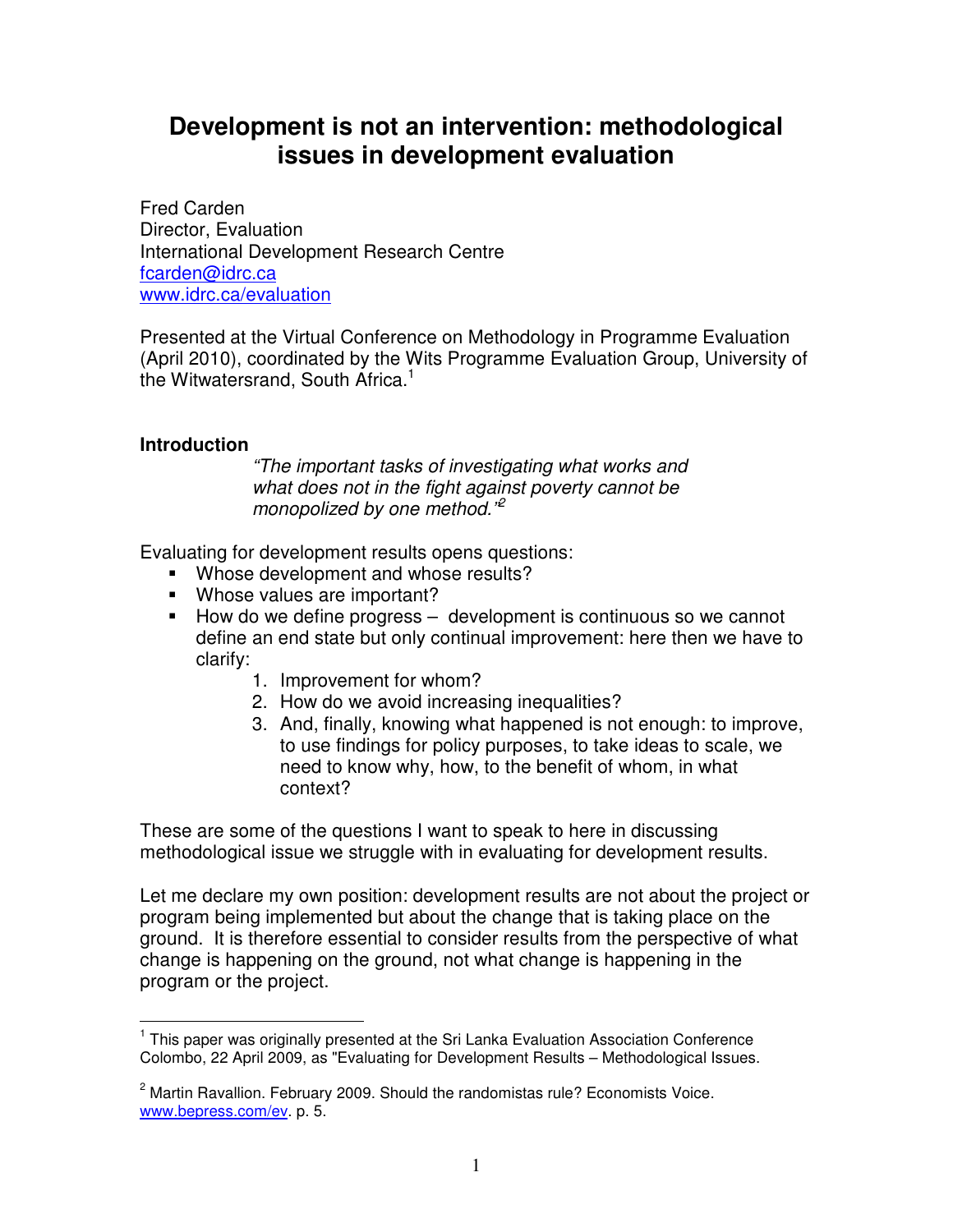# Development is not an intervention: methodological issues in development evaluation

Fred Carden
Director, Evaluation
International Development Research Centre
fcarden@idrc.ca
www.idrc.ca/evaluation

Presented at the Virtual Conference on Methodology in Programme Evaluation (April 2010), coordinated by the Wits Programme Evaluation Group, University of the Witwatersrand, South Africa.[1]

### Introduction

> *"The important tasks of investigating what works and what does not in the fight against poverty cannot be monopolized by one method."*[2]

Evaluating for development results opens questions:

- Whose development and whose results?
- Whose values are important?
- How do we define progress – development is continuous so we cannot define an end state but only continual improvement: here then we have to clarify:
  1. Improvement for whom?
  2. How do we avoid increasing inequalities?
  3. And, finally, knowing what happened is not enough: to improve, to use findings for policy purposes, to take ideas to scale, we need to know why, how, to the benefit of whom, in what context?

These are some of the questions I want to speak to here in discussing methodological issue we struggle with in evaluating for development results.

Let me declare my own position: development results are not about the project or program being implemented but about the change that is taking place on the ground. It is therefore essential to consider results from the perspective of what change is happening on the ground, not what change is happening in the program or the project.

---

[1] This paper was originally presented at the Sri Lanka Evaluation Association Conference Colombo, 22 April 2009, as "Evaluating for Development Results – Methodological Issues.

[2] Martin Ravallion. February 2009. Should the randomistas rule? Economists Voice. www.bepress.com/ev. p. 5.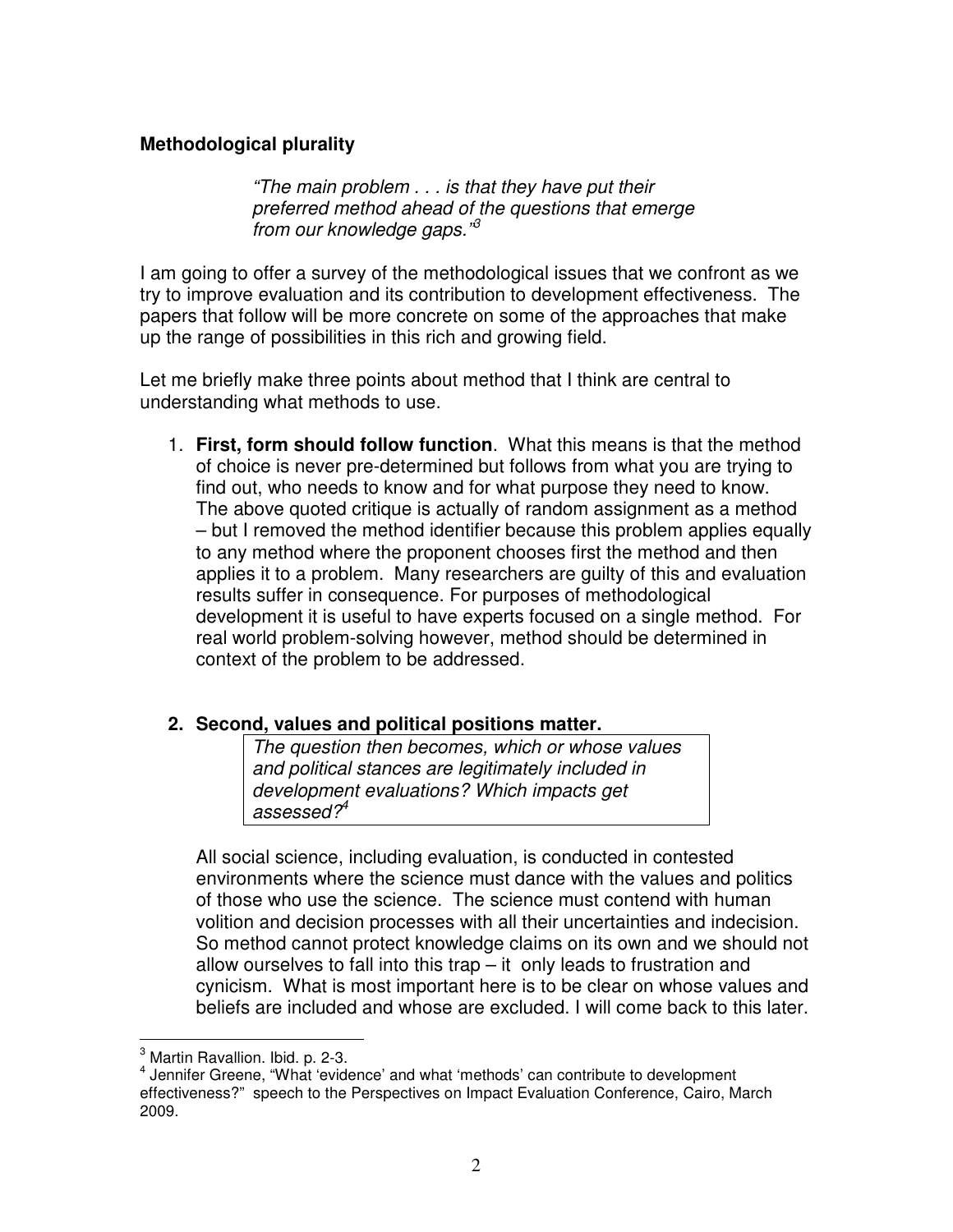**Methodological plurality**

> *"The main problem . . . is that they have put their preferred method ahead of the questions that emerge from our knowledge gaps."*[3]

I am going to offer a survey of the methodological issues that we confront as we try to improve evaluation and its contribution to development effectiveness. The papers that follow will be more concrete on some of the approaches that make up the range of possibilities in this rich and growing field.

Let me briefly make three points about method that I think are central to understanding what methods to use.

1. **First, form should follow function**. What this means is that the method of choice is never pre-determined but follows from what you are trying to find out, who needs to know and for what purpose they need to know. The above quoted critique is actually of random assignment as a method – but I removed the method identifier because this problem applies equally to any method where the proponent chooses first the method and then applies it to a problem. Many researchers are guilty of this and evaluation results suffer in consequence. For purposes of methodological development it is useful to have experts focused on a single method. For real world problem-solving however, method should be determined in context of the problem to be addressed.

2. **Second, values and political positions matter.**

   > *The question then becomes, which or whose values and political stances are legitimately included in development evaluations? Which impacts get assessed?*[4]

   All social science, including evaluation, is conducted in contested environments where the science must dance with the values and politics of those who use the science. The science must contend with human volition and decision processes with all their uncertainties and indecision. So method cannot protect knowledge claims on its own and we should not allow ourselves to fall into this trap – it only leads to frustration and cynicism. What is most important here is to be clear on whose values and beliefs are included and whose are excluded. I will come back to this later.

---

[3] Martin Ravallion. Ibid. p. 2-3.

[4] Jennifer Greene, "What 'evidence' and what 'methods' can contribute to development effectiveness?" speech to the Perspectives on Impact Evaluation Conference, Cairo, March 2009.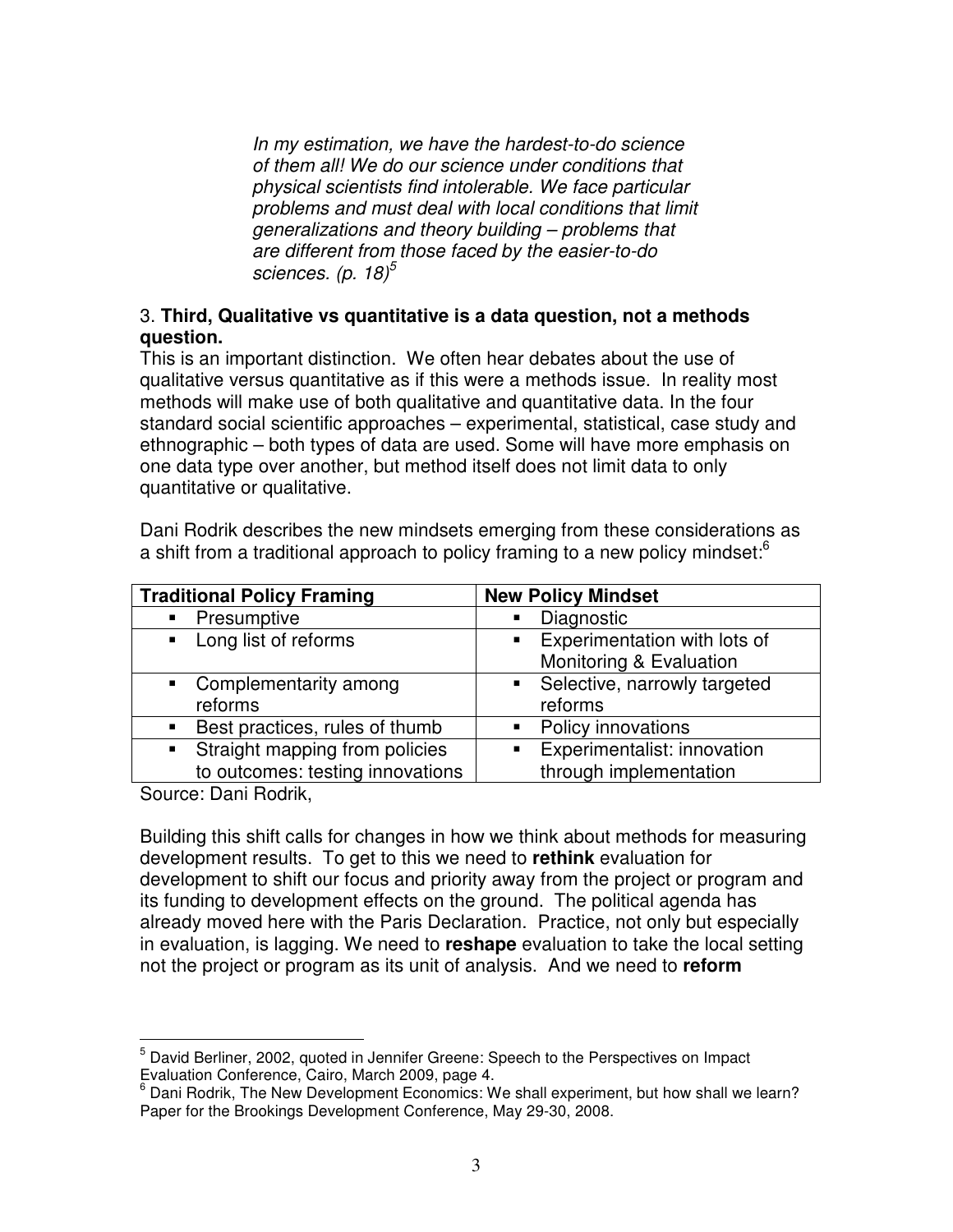> *In my estimation, we have the hardest-to-do science of them all! We do our science under conditions that physical scientists find intolerable. We face particular problems and must deal with local conditions that limit generalizations and theory building – problems that are different from those faced by the easier-to-do sciences. (p. 18)*[5]

3. **Third, Qualitative vs quantitative is a data question, not a methods question.**

This is an important distinction. We often hear debates about the use of qualitative versus quantitative as if this were a methods issue. In reality most methods will make use of both qualitative and quantitative data. In the four standard social scientific approaches – experimental, statistical, case study and ethnographic – both types of data are used. Some will have more emphasis on one data type over another, but method itself does not limit data to only quantitative or qualitative.

Dani Rodrik describes the new mindsets emerging from these considerations as a shift from a traditional approach to policy framing to a new policy mindset:[6]

| Traditional Policy Framing | New Policy Mindset |
|---|---|
| ▪ Presumptive | ▪ Diagnostic |
| ▪ Long list of reforms | ▪ Experimentation with lots of Monitoring & Evaluation |
| ▪ Complementarity among reforms | ▪ Selective, narrowly targeted reforms |
| ▪ Best practices, rules of thumb | ▪ Policy innovations |
| ▪ Straight mapping from policies to outcomes: testing innovations | ▪ Experimentalist: innovation through implementation |

Source: Dani Rodrik,

Building this shift calls for changes in how we think about methods for measuring development results. To get to this we need to **rethink** evaluation for development to shift our focus and priority away from the project or program and its funding to development effects on the ground. The political agenda has already moved here with the Paris Declaration. Practice, not only but especially in evaluation, is lagging. We need to **reshape** evaluation to take the local setting not the project or program as its unit of analysis. And we need to **reform**

---

[5] David Berliner, 2002, quoted in Jennifer Greene: Speech to the Perspectives on Impact Evaluation Conference, Cairo, March 2009, page 4.

[6] Dani Rodrik, The New Development Economics: We shall experiment, but how shall we learn? Paper for the Brookings Development Conference, May 29-30, 2008.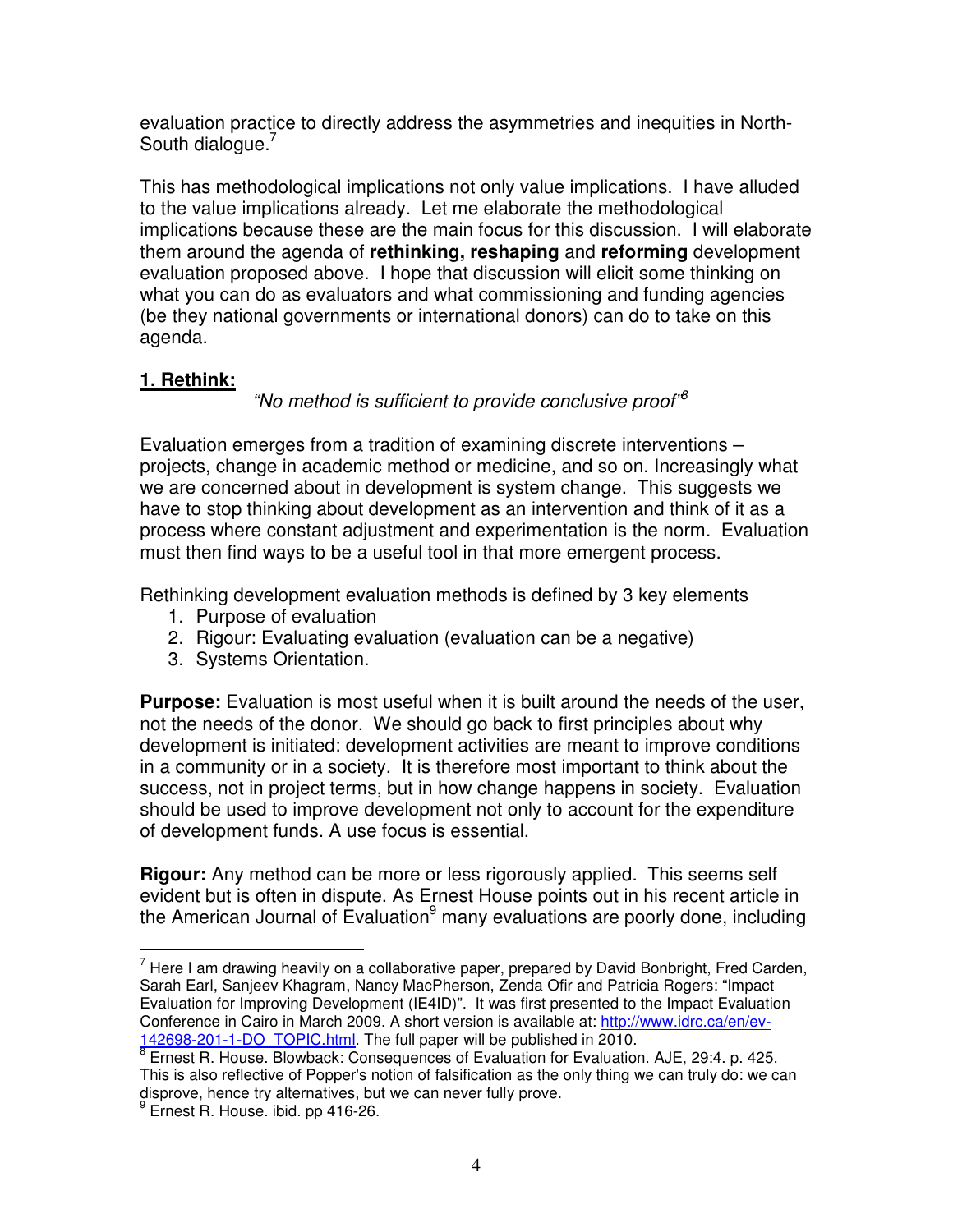evaluation practice to directly address the asymmetries and inequities in North-South dialogue.[7]

This has methodological implications not only value implications. I have alluded to the value implications already. Let me elaborate the methodological implications because these are the main focus for this discussion. I will elaborate them around the agenda of **rethinking, reshaping** and **reforming** development evaluation proposed above. I hope that discussion will elicit some thinking on what you can do as evaluators and what commissioning and funding agencies (be they national governments or international donors) can do to take on this agenda.

## 1. Rethink:

*"No method is sufficient to provide conclusive proof"*[8]

Evaluation emerges from a tradition of examining discrete interventions – projects, change in academic method or medicine, and so on. Increasingly what we are concerned about in development is system change. This suggests we have to stop thinking about development as an intervention and think of it as a process where constant adjustment and experimentation is the norm. Evaluation must then find ways to be a useful tool in that more emergent process.

Rethinking development evaluation methods is defined by 3 key elements

1. Purpose of evaluation
2. Rigour: Evaluating evaluation (evaluation can be a negative)
3. Systems Orientation.

**Purpose:** Evaluation is most useful when it is built around the needs of the user, not the needs of the donor. We should go back to first principles about why development is initiated: development activities are meant to improve conditions in a community or in a society. It is therefore most important to think about the success, not in project terms, but in how change happens in society. Evaluation should be used to improve development not only to account for the expenditure of development funds. A use focus is essential.

**Rigour:** Any method can be more or less rigorously applied. This seems self evident but is often in dispute. As Ernest House points out in his recent article in the American Journal of Evaluation[9] many evaluations are poorly done, including

---

[7] Here I am drawing heavily on a collaborative paper, prepared by David Bonbright, Fred Carden, Sarah Earl, Sanjeev Khagram, Nancy MacPherson, Zenda Ofir and Patricia Rogers: "Impact Evaluation for Improving Development (IE4ID)". It was first presented to the Impact Evaluation Conference in Cairo in March 2009. A short version is available at: http://www.idrc.ca/en/ev-142698-201-1-DO_TOPIC.html. The full paper will be published in 2010.

[8] Ernest R. House. Blowback: Consequences of Evaluation for Evaluation. AJE, 29:4. p. 425. This is also reflective of Popper's notion of falsification as the only thing we can truly do: we can disprove, hence try alternatives, but we can never fully prove.

[9] Ernest R. House. ibid. pp 416-26.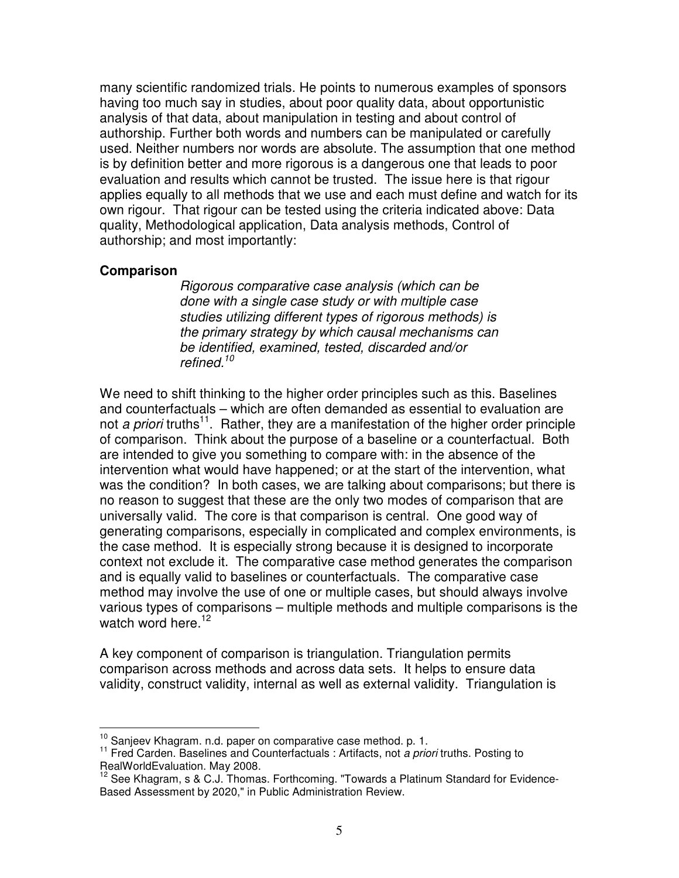many scientific randomized trials. He points to numerous examples of sponsors having too much say in studies, about poor quality data, about opportunistic analysis of that data, about manipulation in testing and about control of authorship. Further both words and numbers can be manipulated or carefully used. Neither numbers nor words are absolute. The assumption that one method is by definition better and more rigorous is a dangerous one that leads to poor evaluation and results which cannot be trusted. The issue here is that rigour applies equally to all methods that we use and each must define and watch for its own rigour. That rigour can be tested using the criteria indicated above: Data quality, Methodological application, Data analysis methods, Control of authorship; and most importantly:

**Comparison**

> *Rigorous comparative case analysis (which can be done with a single case study or with multiple case studies utilizing different types of rigorous methods) is the primary strategy by which causal mechanisms can be identified, examined, tested, discarded and/or refined.*[10]

We need to shift thinking to the higher order principles such as this. Baselines and counterfactuals – which are often demanded as essential to evaluation are not *a priori* truths[11]. Rather, they are a manifestation of the higher order principle of comparison. Think about the purpose of a baseline or a counterfactual. Both are intended to give you something to compare with: in the absence of the intervention what would have happened; or at the start of the intervention, what was the condition? In both cases, we are talking about comparisons; but there is no reason to suggest that these are the only two modes of comparison that are universally valid. The core is that comparison is central. One good way of generating comparisons, especially in complicated and complex environments, is the case method. It is especially strong because it is designed to incorporate context not exclude it. The comparative case method generates the comparison and is equally valid to baselines or counterfactuals. The comparative case method may involve the use of one or multiple cases, but should always involve various types of comparisons – multiple methods and multiple comparisons is the watch word here.[12]

A key component of comparison is triangulation. Triangulation permits comparison across methods and across data sets. It helps to ensure data validity, construct validity, internal as well as external validity. Triangulation is

---

[10] Sanjeev Khagram. n.d. paper on comparative case method. p. 1.

[11] Fred Carden. Baselines and Counterfactuals : Artifacts, not *a priori* truths. Posting to RealWorldEvaluation. May 2008.

[12] See Khagram, s & C.J. Thomas. Forthcoming. "Towards a Platinum Standard for Evidence-Based Assessment by 2020," in Public Administration Review.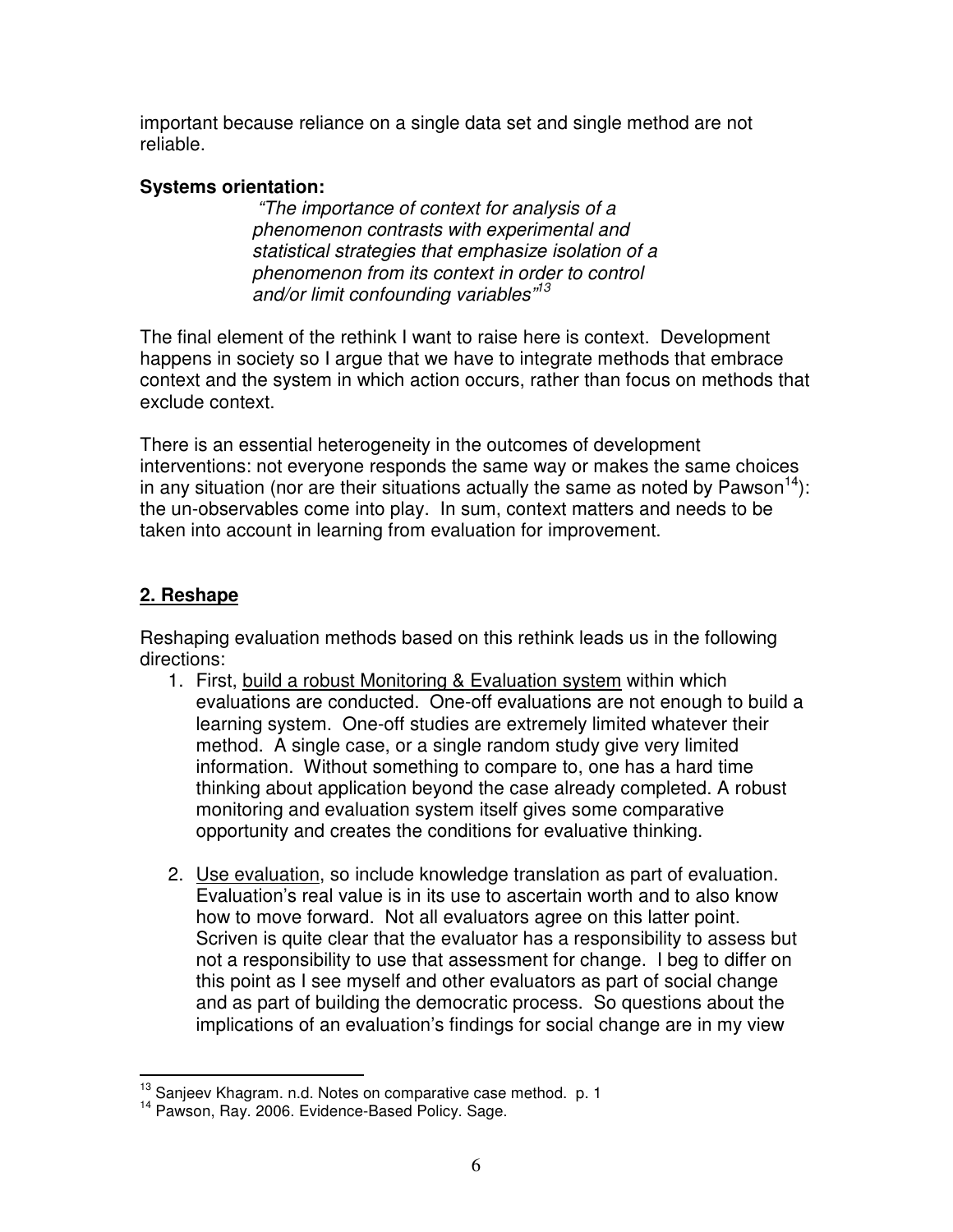important because reliance on a single data set and single method are not reliable.

**Systems orientation:**

> *"The importance of context for analysis of a phenomenon contrasts with experimental and statistical strategies that emphasize isolation of a phenomenon from its context in order to control and/or limit confounding variables"*[13]

The final element of the rethink I want to raise here is context. Development happens in society so I argue that we have to integrate methods that embrace context and the system in which action occurs, rather than focus on methods that exclude context.

There is an essential heterogeneity in the outcomes of development interventions: not everyone responds the same way or makes the same choices in any situation (nor are their situations actually the same as noted by Pawson[14]): the un-observables come into play. In sum, context matters and needs to be taken into account in learning from evaluation for improvement.

## 2. Reshape

Reshaping evaluation methods based on this rethink leads us in the following directions:

1. First, <u>build a robust Monitoring & Evaluation system</u> within which evaluations are conducted. One-off evaluations are not enough to build a learning system. One-off studies are extremely limited whatever their method. A single case, or a single random study give very limited information. Without something to compare to, one has a hard time thinking about application beyond the case already completed. A robust monitoring and evaluation system itself gives some comparative opportunity and creates the conditions for evaluative thinking.

2. <u>Use evaluation</u>, so include knowledge translation as part of evaluation. Evaluation's real value is in its use to ascertain worth and to also know how to move forward. Not all evaluators agree on this latter point. Scriven is quite clear that the evaluator has a responsibility to assess but not a responsibility to use that assessment for change. I beg to differ on this point as I see myself and other evaluators as part of social change and as part of building the democratic process. So questions about the implications of an evaluation's findings for social change are in my view

---

[13] Sanjeev Khagram. n.d. Notes on comparative case method. p. 1

[14] Pawson, Ray. 2006. Evidence-Based Policy. Sage.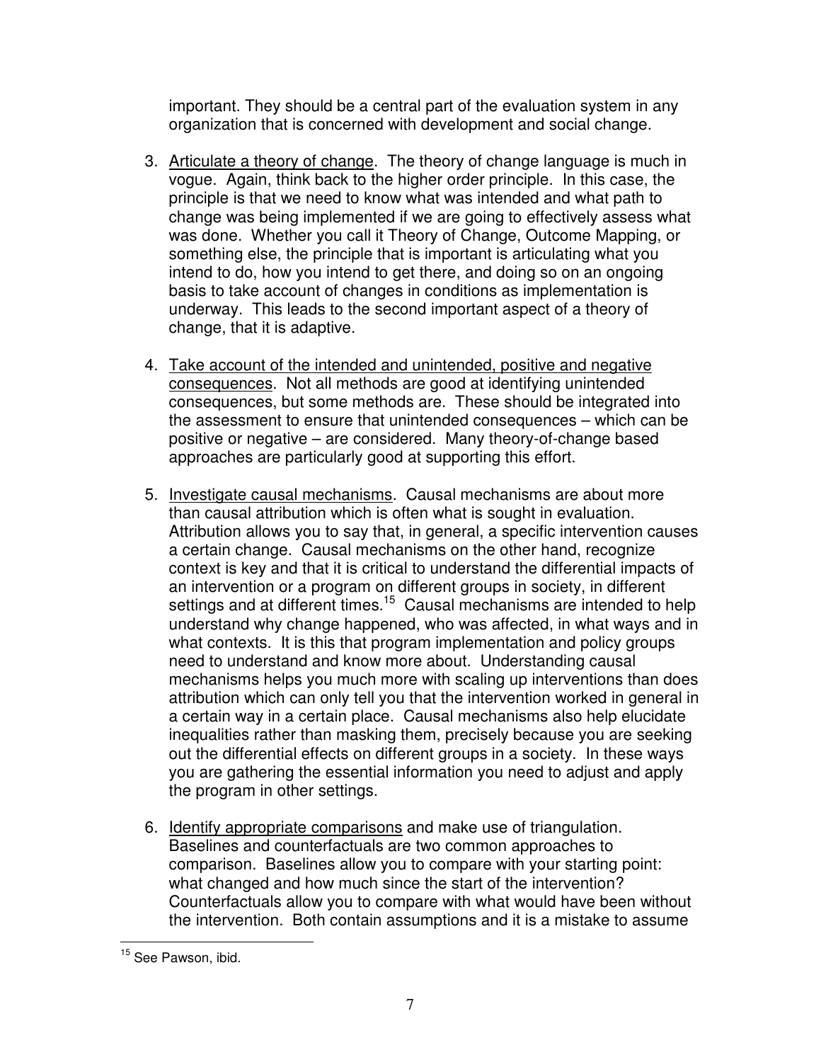important. They should be a central part of the evaluation system in any organization that is concerned with development and social change.

3. Articulate a theory of change. The theory of change language is much in vogue. Again, think back to the higher order principle. In this case, the principle is that we need to know what was intended and what path to change was being implemented if we are going to effectively assess what was done. Whether you call it Theory of Change, Outcome Mapping, or something else, the principle that is important is articulating what you intend to do, how you intend to get there, and doing so on an ongoing basis to take account of changes in conditions as implementation is underway. This leads to the second important aspect of a theory of change, that it is adaptive.

4. Take account of the intended and unintended, positive and negative consequences. Not all methods are good at identifying unintended consequences, but some methods are. These should be integrated into the assessment to ensure that unintended consequences – which can be positive or negative – are considered. Many theory-of-change based approaches are particularly good at supporting this effort.

5. Investigate causal mechanisms. Causal mechanisms are about more than causal attribution which is often what is sought in evaluation. Attribution allows you to say that, in general, a specific intervention causes a certain change. Causal mechanisms on the other hand, recognize context is key and that it is critical to understand the differential impacts of an intervention or a program on different groups in society, in different settings and at different times.[15] Causal mechanisms are intended to help understand why change happened, who was affected, in what ways and in what contexts. It is this that program implementation and policy groups need to understand and know more about. Understanding causal mechanisms helps you much more with scaling up interventions than does attribution which can only tell you that the intervention worked in general in a certain way in a certain place. Causal mechanisms also help elucidate inequalities rather than masking them, precisely because you are seeking out the differential effects on different groups in a society. In these ways you are gathering the essential information you need to adjust and apply the program in other settings.

6. Identify appropriate comparisons and make use of triangulation. Baselines and counterfactuals are two common approaches to comparison. Baselines allow you to compare with your starting point: what changed and how much since the start of the intervention? Counterfactuals allow you to compare with what would have been without the intervention. Both contain assumptions and it is a mistake to assume

[15] See Pawson, ibid.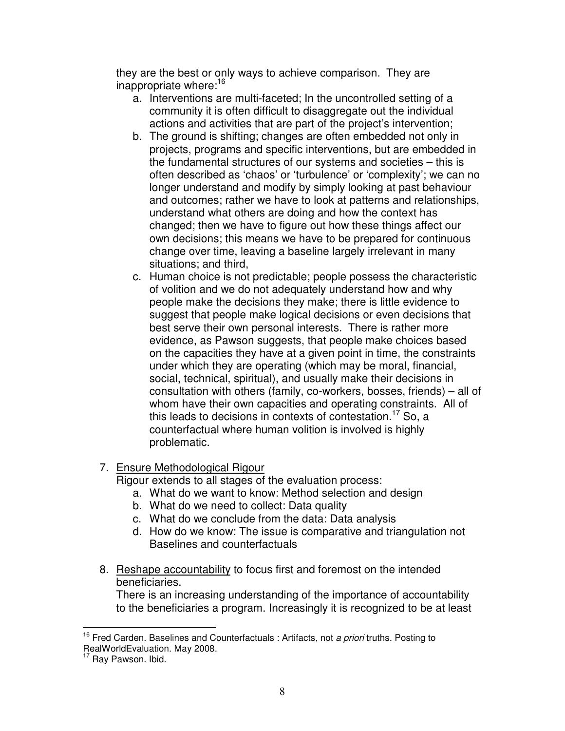they are the best or only ways to achieve comparison. They are inappropriate where:[16]

a. Interventions are multi-faceted; In the uncontrolled setting of a community it is often difficult to disaggregate out the individual actions and activities that are part of the project's intervention;
b. The ground is shifting; changes are often embedded not only in projects, programs and specific interventions, but are embedded in the fundamental structures of our systems and societies – this is often described as 'chaos' or 'turbulence' or 'complexity'; we can no longer understand and modify by simply looking at past behaviour and outcomes; rather we have to look at patterns and relationships, understand what others are doing and how the context has changed; then we have to figure out how these things affect our own decisions; this means we have to be prepared for continuous change over time, leaving a baseline largely irrelevant in many situations; and third,
c. Human choice is not predictable; people possess the characteristic of volition and we do not adequately understand how and why people make the decisions they make; there is little evidence to suggest that people make logical decisions or even decisions that best serve their own personal interests. There is rather more evidence, as Pawson suggests, that people make choices based on the capacities they have at a given point in time, the constraints under which they are operating (which may be moral, financial, social, technical, spiritual), and usually make their decisions in consultation with others (family, co-workers, bosses, friends) – all of whom have their own capacities and operating constraints. All of this leads to decisions in contexts of contestation.[17] So, a counterfactual where human volition is involved is highly problematic.

7. Ensure Methodological Rigour
   Rigour extends to all stages of the evaluation process:
   a. What do we want to know: Method selection and design
   b. What do we need to collect: Data quality
   c. What do we conclude from the data: Data analysis
   d. How do we know: The issue is comparative and triangulation not Baselines and counterfactuals

8. Reshape accountability to focus first and foremost on the intended beneficiaries.
   There is an increasing understanding of the importance of accountability to the beneficiaries a program. Increasingly it is recognized to be at least

---

[16] Fred Carden. Baselines and Counterfactuals : Artifacts, not *a priori* truths. Posting to RealWorldEvaluation. May 2008.

[17] Ray Pawson. Ibid.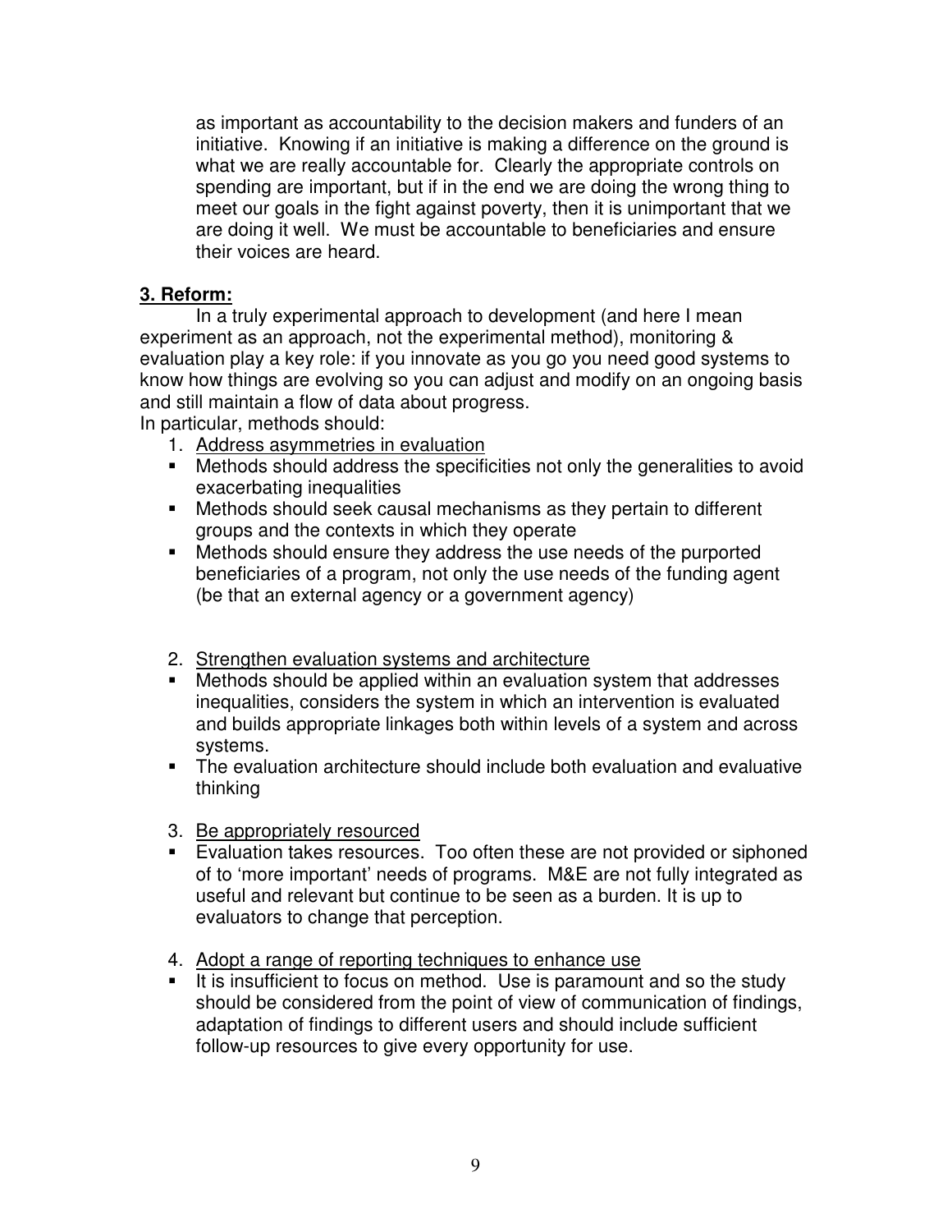as important as accountability to the decision makers and funders of an initiative. Knowing if an initiative is making a difference on the ground is what we are really accountable for. Clearly the appropriate controls on spending are important, but if in the end we are doing the wrong thing to meet our goals in the fight against poverty, then it is unimportant that we are doing it well. We must be accountable to beneficiaries and ensure their voices are heard.

**3. Reform:**

In a truly experimental approach to development (and here I mean experiment as an approach, not the experimental method), monitoring & evaluation play a key role: if you innovate as you go you need good systems to know how things are evolving so you can adjust and modify on an ongoing basis and still maintain a flow of data about progress.

In particular, methods should:

1. Address asymmetries in evaluation
   - Methods should address the specificities not only the generalities to avoid exacerbating inequalities
   - Methods should seek causal mechanisms as they pertain to different groups and the contexts in which they operate
   - Methods should ensure they address the use needs of the purported beneficiaries of a program, not only the use needs of the funding agent (be that an external agency or a government agency)

2. Strengthen evaluation systems and architecture
   - Methods should be applied within an evaluation system that addresses inequalities, considers the system in which an intervention is evaluated and builds appropriate linkages both within levels of a system and across systems.
   - The evaluation architecture should include both evaluation and evaluative thinking

3. Be appropriately resourced
   - Evaluation takes resources. Too often these are not provided or siphoned of to 'more important' needs of programs. M&E are not fully integrated as useful and relevant but continue to be seen as a burden. It is up to evaluators to change that perception.

4. Adopt a range of reporting techniques to enhance use
   - It is insufficient to focus on method. Use is paramount and so the study should be considered from the point of view of communication of findings, adaptation of findings to different users and should include sufficient follow-up resources to give every opportunity for use.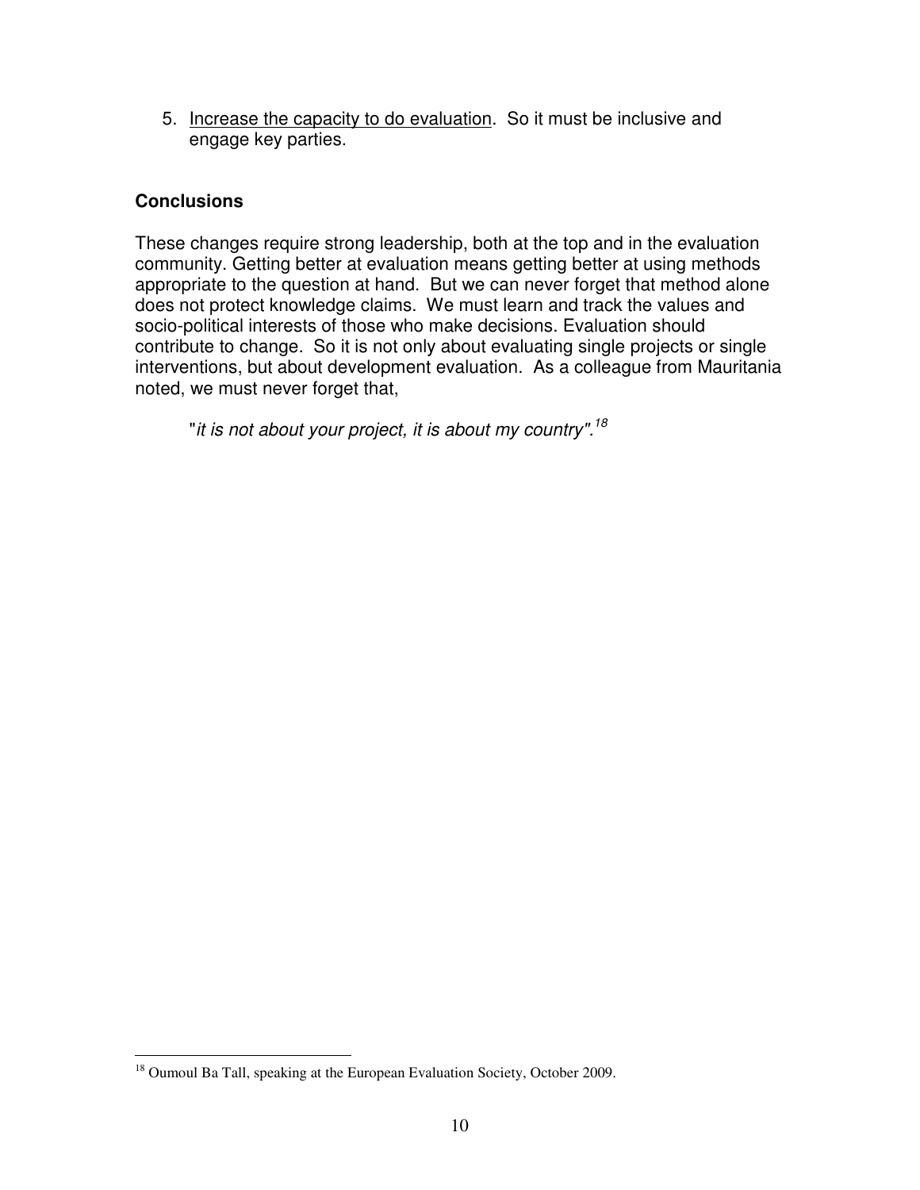5. Increase the capacity to do evaluation. So it must be inclusive and engage key parties.

## Conclusions

These changes require strong leadership, both at the top and in the evaluation community. Getting better at evaluation means getting better at using methods appropriate to the question at hand. But we can never forget that method alone does not protect knowledge claims. We must learn and track the values and socio-political interests of those who make decisions. Evaluation should contribute to change. So it is not only about evaluating single projects or single interventions, but about development evaluation. As a colleague from Mauritania noted, we must never forget that,

> "*it is not about your project, it is about my country".*[18]

---

[18] Oumoul Ba Tall, speaking at the European Evaluation Society, October 2009.